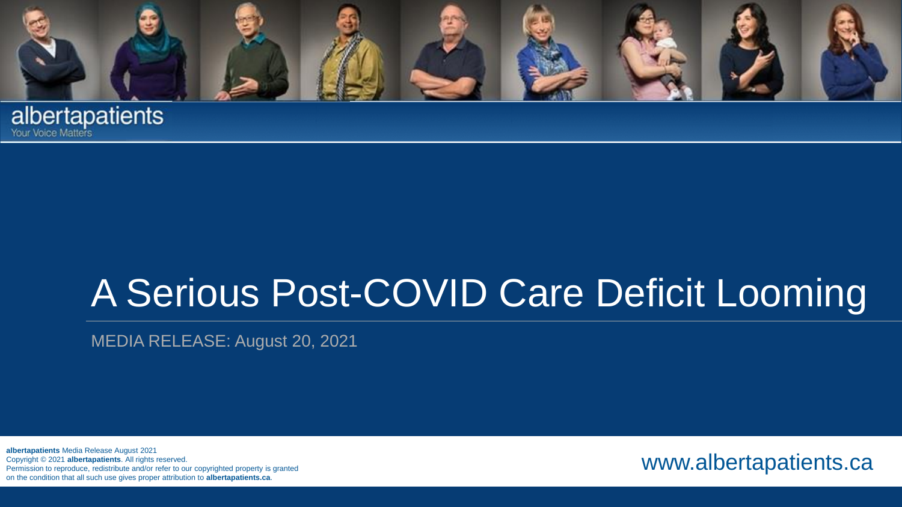albertapatients
Your Voice Matters

# A Serious Post-COVID Care Deficit Looming

MEDIA RELEASE: August 20, 2021

**albertapatients** Media Release August 2021
Copyright © 2021 **albertapatients**. All rights reserved.
Permission to reproduce, redistribute and/or refer to our copyrighted property is granted on the condition that all such use gives proper attribution to **albertapatients.ca**.

www.albertapatients.ca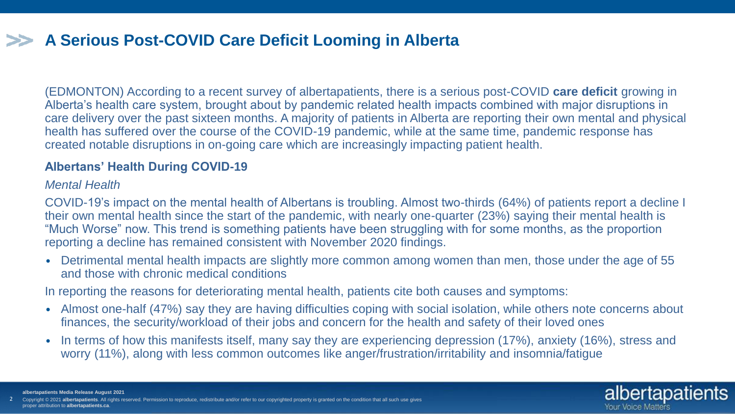# A Serious Post-COVID Care Deficit Looming in Alberta

(EDMONTON) According to a recent survey of albertapatients, there is a serious post-COVID **care deficit** growing in Alberta's health care system, brought about by pandemic related health impacts combined with major disruptions in care delivery over the past sixteen months. A majority of patients in Alberta are reporting their own mental and physical health has suffered over the course of the COVID-19 pandemic, while at the same time, pandemic response has created notable disruptions in on-going care which are increasingly impacting patient health.

## Albertans' Health During COVID-19

*Mental Health*

COVID-19's impact on the mental health of Albertans is troubling. Almost two-thirds (64%) of patients report a decline I their own mental health since the start of the pandemic, with nearly one-quarter (23%) saying their mental health is "Much Worse" now. This trend is something patients have been struggling with for some months, as the proportion reporting a decline has remained consistent with November 2020 findings.

- Detrimental mental health impacts are slightly more common among women than men, those under the age of 55 and those with chronic medical conditions

In reporting the reasons for deteriorating mental health, patients cite both causes and symptoms:

- Almost one-half (47%) say they are having difficulties coping with social isolation, while others note concerns about finances, the security/workload of their jobs and concern for the health and safety of their loved ones
- In terms of how this manifests itself, many say they are experiencing depression (17%), anxiety (16%), stress and worry (11%), along with less common outcomes like anger/frustration/irritability and insomnia/fatigue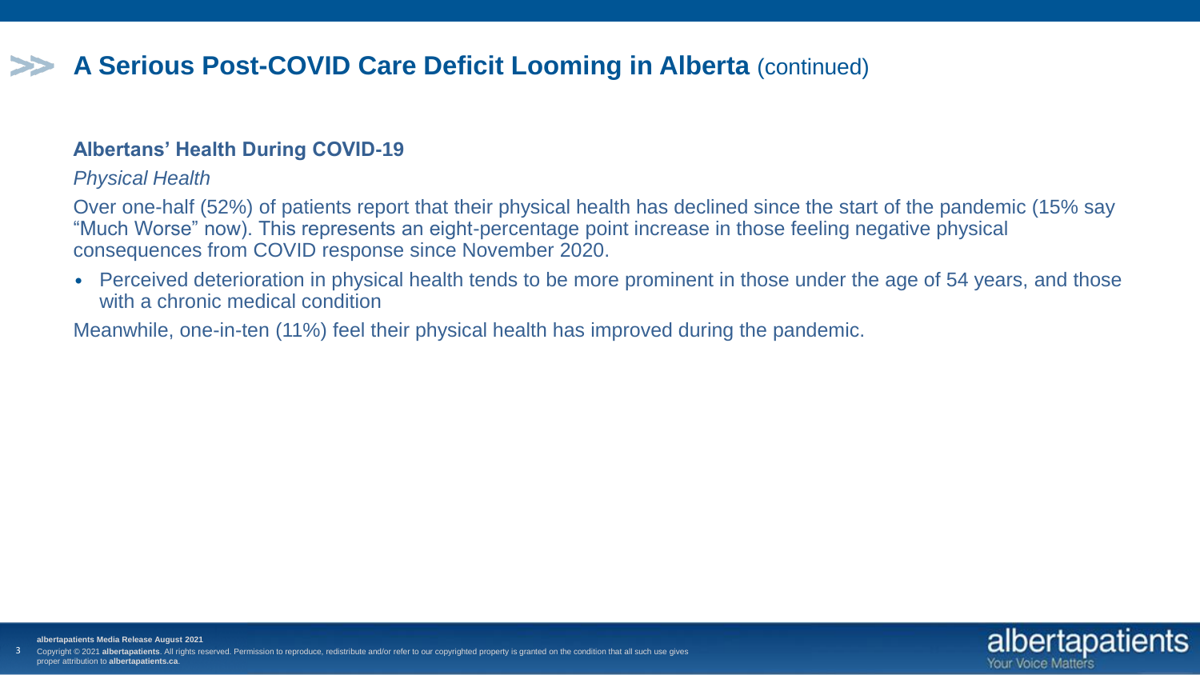# **A Serious Post-COVID Care Deficit Looming in Alberta** (continued)

## Albertans' Health During COVID-19

*Physical Health*

Over one-half (52%) of patients report that their physical health has declined since the start of the pandemic (15% say "Much Worse" now). This represents an eight-percentage point increase in those feeling negative physical consequences from COVID response since November 2020.

- Perceived deterioration in physical health tends to be more prominent in those under the age of 54 years, and those with a chronic medical condition

Meanwhile, one-in-ten (11%) feel their physical health has improved during the pandemic.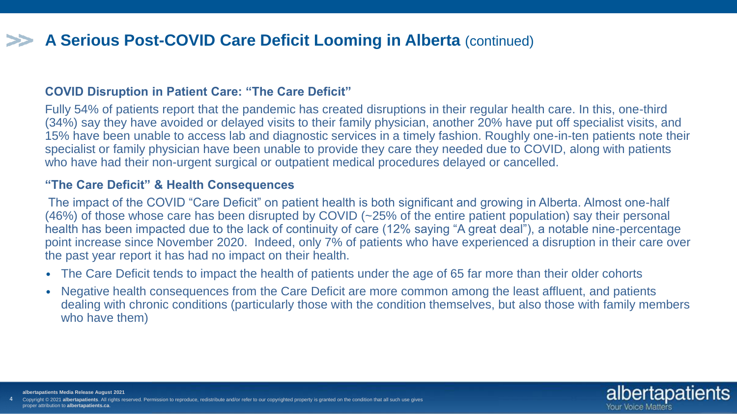# A Serious Post-COVID Care Deficit Looming in Alberta (continued)

## COVID Disruption in Patient Care: "The Care Deficit"

Fully 54% of patients report that the pandemic has created disruptions in their regular health care. In this, one-third (34%) say they have avoided or delayed visits to their family physician, another 20% have put off specialist visits, and 15% have been unable to access lab and diagnostic services in a timely fashion. Roughly one-in-ten patients note their specialist or family physician have been unable to provide they care they needed due to COVID, along with patients who have had their non-urgent surgical or outpatient medical procedures delayed or cancelled.

## "The Care Deficit" & Health Consequences

The impact of the COVID "Care Deficit" on patient health is both significant and growing in Alberta. Almost one-half (46%) of those whose care has been disrupted by COVID (~25% of the entire patient population) say their personal health has been impacted due to the lack of continuity of care (12% saying "A great deal"), a notable nine-percentage point increase since November 2020. Indeed, only 7% of patients who have experienced a disruption in their care over the past year report it has had no impact on their health.

- The Care Deficit tends to impact the health of patients under the age of 65 far more than their older cohorts
- Negative health consequences from the Care Deficit are more common among the least affluent, and patients dealing with chronic conditions (particularly those with the condition themselves, but also those with family members who have them)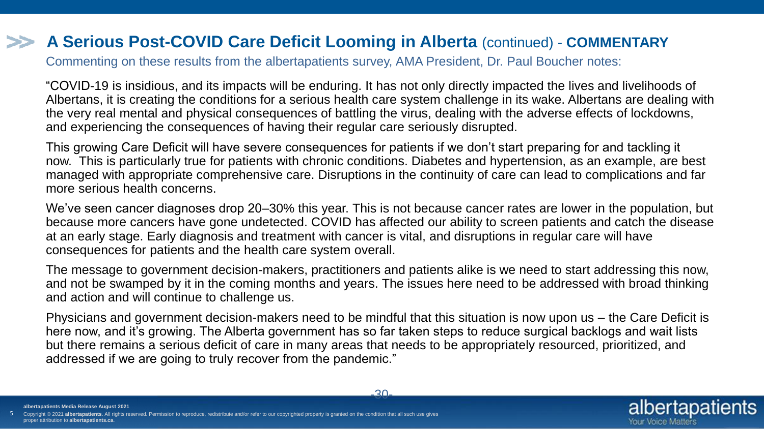## >> A Serious Post-COVID Care Deficit Looming in Alberta (continued) - COMMENTARY

Commenting on these results from the albertapatients survey, AMA President, Dr. Paul Boucher notes:

“COVID-19 is insidious, and its impacts will be enduring. It has not only directly impacted the lives and livelihoods of Albertans, it is creating the conditions for a serious health care system challenge in its wake. Albertans are dealing with the very real mental and physical consequences of battling the virus, dealing with the adverse effects of lockdowns, and experiencing the consequences of having their regular care seriously disrupted.

This growing Care Deficit will have severe consequences for patients if we don’t start preparing for and tackling it now. This is particularly true for patients with chronic conditions. Diabetes and hypertension, as an example, are best managed with appropriate comprehensive care. Disruptions in the continuity of care can lead to complications and far more serious health concerns.

We’ve seen cancer diagnoses drop 20–30% this year. This is not because cancer rates are lower in the population, but because more cancers have gone undetected. COVID has affected our ability to screen patients and catch the disease at an early stage. Early diagnosis and treatment with cancer is vital, and disruptions in regular care will have consequences for patients and the health care system overall.

The message to government decision-makers, practitioners and patients alike is we need to start addressing this now, and not be swamped by it in the coming months and years. The issues here need to be addressed with broad thinking and action and will continue to challenge us.

Physicians and government decision-makers need to be mindful that this situation is now upon us – the Care Deficit is here now, and it’s growing. The Alberta government has so far taken steps to reduce surgical backlogs and wait lists but there remains a serious deficit of care in many areas that needs to be appropriately resourced, prioritized, and addressed if we are going to truly recover from the pandemic.”

-30-

**albertapatients Media Release August 2021**

Copyright © 2021 **albertapatients**. All rights reserved. Permission to reproduce, redistribute and/or refer to our copyrighted property is granted on the condition that all such use gives proper attribution to **albertapatients.ca**.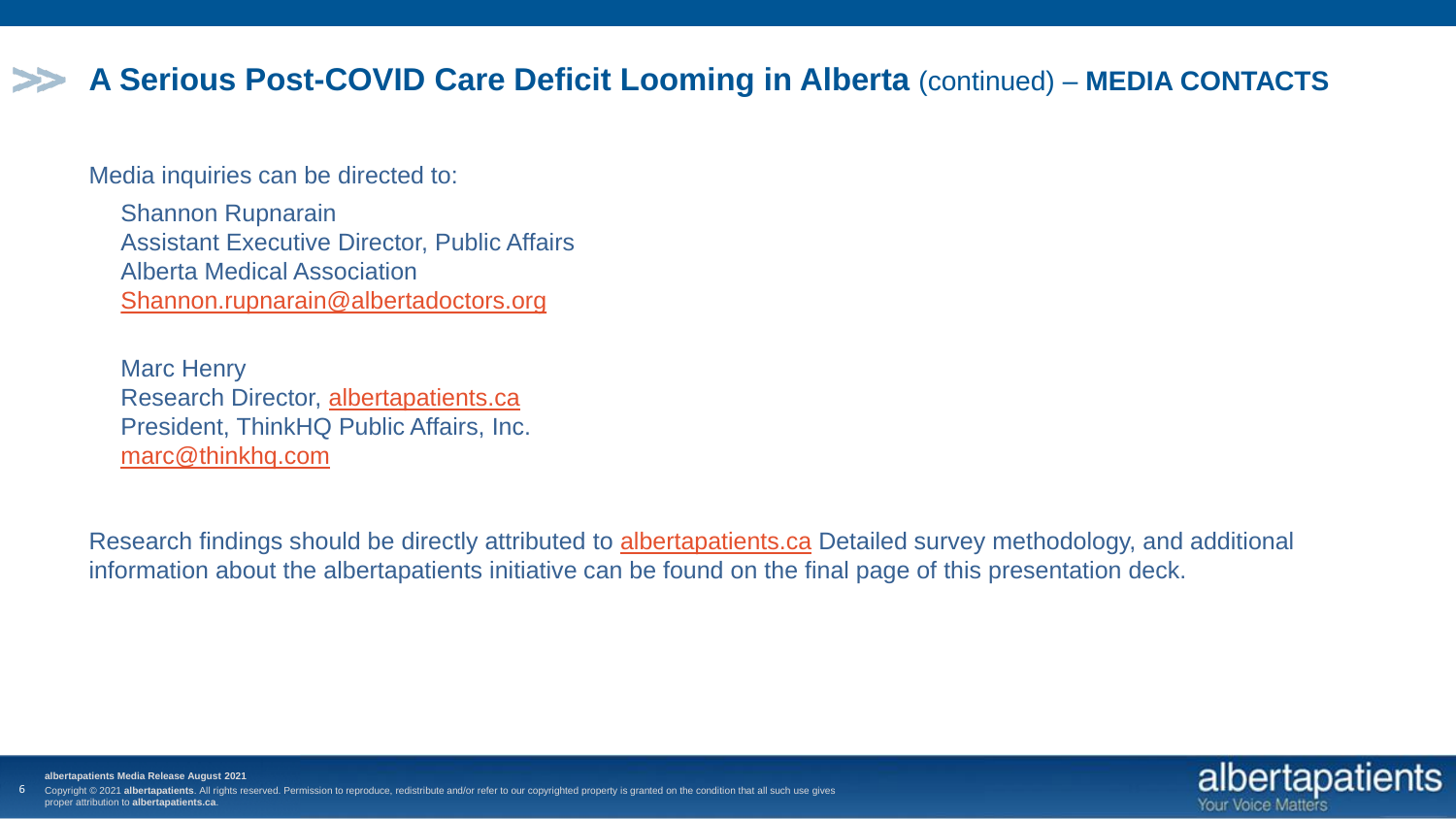# A Serious Post-COVID Care Deficit Looming in Alberta (continued) – MEDIA CONTACTS

Media inquiries can be directed to:

Shannon Rupnarain
Assistant Executive Director, Public Affairs
Alberta Medical Association
Shannon.rupnarain@albertadoctors.org

Marc Henry
Research Director, albertapatients.ca
President, ThinkHQ Public Affairs, Inc.
marc@thinkhq.com

Research findings should be directly attributed to albertapatients.ca Detailed survey methodology, and additional information about the albertapatients initiative can be found on the final page of this presentation deck.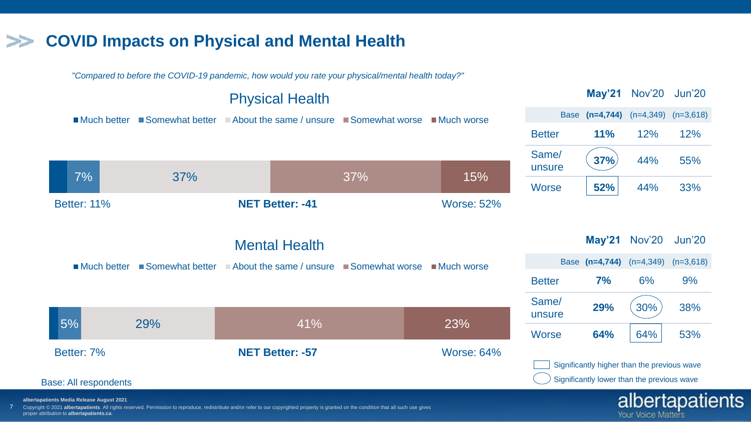# COVID Impacts on Physical and Mental Health

*"Compared to before the COVID-19 pandemic, how would you rate your physical/mental health today?"*

## Physical Health

■ Much better ■ Somewhat better ■ About the same / unsure ■ Somewhat worse ■ Much worse

| Much better | Somewhat better | About the same / unsure | Somewhat worse | Much worse |
|---|---|---|---|---|
| | 7% | 37% | 37% | 15% |

Better: 11% | **NET Better: -41** | Worse: 52%

| | May'21 | Nov'20 | Jun'20 |
|---|---|---|---|
| Base | **(n=4,744)** | (n=4,349) | (n=3,618) |
| Better | **11%** | 12% | 12% |
| Same/ unsure | **37%** (significantly lower) | 44% | 55% |
| Worse | **52%** (significantly higher) | 44% | 33% |

## Mental Health

■ Much better ■ Somewhat better ■ About the same / unsure ■ Somewhat worse ■ Much worse

| Much better | Somewhat better | About the same / unsure | Somewhat worse | Much worse |
|---|---|---|---|---|
| | 5% | 29% | 41% | 23% |

Better: 7% | **NET Better: -57** | Worse: 64%

| | May'21 | Nov'20 | Jun'20 |
|---|---|---|---|
| Base | **(n=4,744)** | (n=4,349) | (n=3,618) |
| Better | **7%** | 6% | 9% |
| Same/ unsure | **29%** | 30% (significantly lower) | 38% |
| Worse | **64%** | 64% (significantly higher) | 53% |

▭ Significantly higher than the previous wave

◯ Significantly lower than the previous wave

Base: All respondents

**albertapatients Media Release August 2021**

Copyright © 2021 **albertapatients**. All rights reserved. Permission to reproduce, redistribute and/or refer to our copyrighted property is granted on the condition that all such use gives proper attribution to **albertapatients.ca**.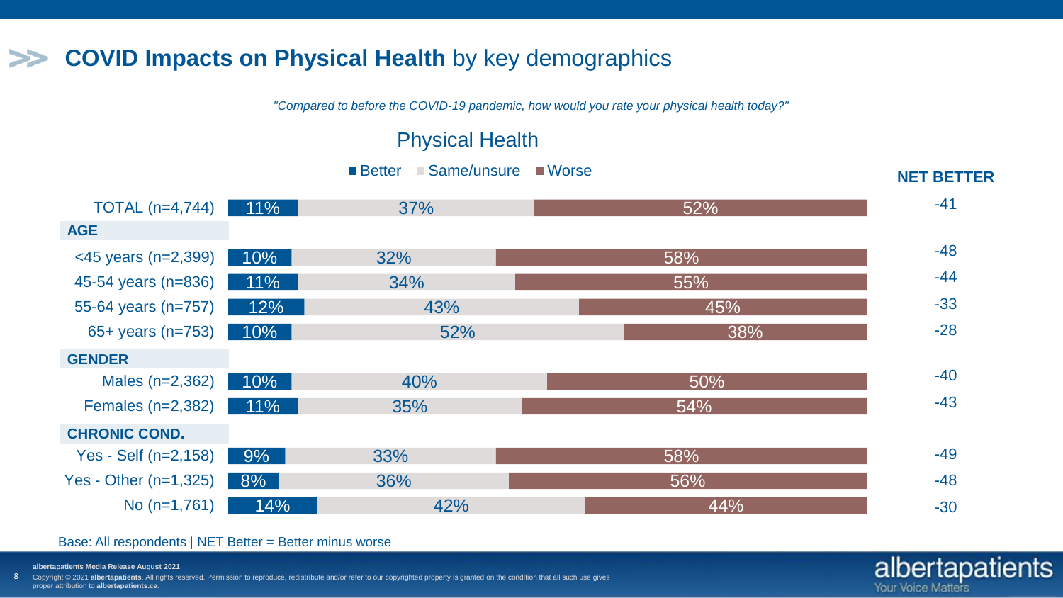## COVID Impacts on Physical Health by key demographics

*"Compared to before the COVID-19 pandemic, how would you rate your physical health today?"*

### Physical Health

| | Better | Same/unsure | Worse | NET BETTER |
|---|---|---|---|---|
| TOTAL (n=4,744) | 11% | 37% | 52% | -41 |
| **AGE** | | | | |
| <45 years (n=2,399) | 10% | 32% | 58% | -48 |
| 45-54 years (n=836) | 11% | 34% | 55% | -44 |
| 55-64 years (n=757) | 12% | 43% | 45% | -33 |
| 65+ years (n=753) | 10% | 52% | 38% | -28 |
| **GENDER** | | | | |
| Males (n=2,362) | 10% | 40% | 50% | -40 |
| Females (n=2,382) | 11% | 35% | 54% | -43 |
| **CHRONIC COND.** | | | | |
| Yes - Self (n=2,158) | 9% | 33% | 58% | -49 |
| Yes - Other (n=1,325) | 8% | 36% | 56% | -48 |
| No (n=1,761) | 14% | 42% | 44% | -30 |

Base: All respondents | NET Better = Better minus worse

**albertapatients Media Release August 2021**

Copyright © 2021 **albertapatients**. All rights reserved. Permission to reproduce, redistribute and/or refer to our copyrighted property is granted on the condition that all such use gives proper attribution to **albertapatients.ca**.

albertapatients Your Voice Matters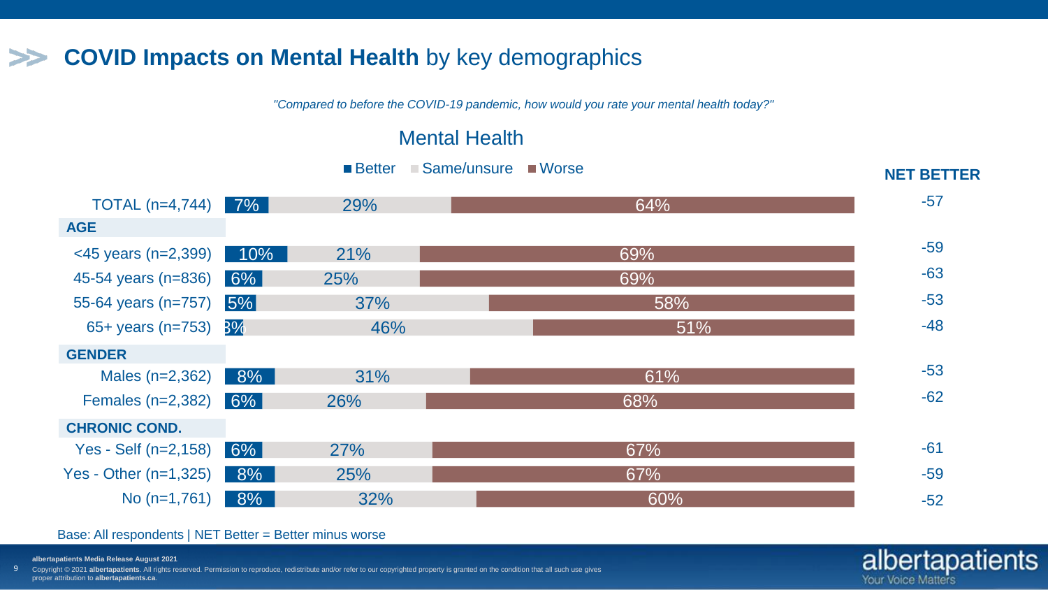# COVID Impacts on Mental Health by key demographics

*"Compared to before the COVID-19 pandemic, how would you rate your mental health today?"*

## Mental Health

| | Better | Same/unsure | Worse | NET BETTER |
|---|---|---|---|---|
| TOTAL (n=4,744) | 7% | 29% | 64% | -57 |
| **AGE** | | | | |
| <45 years (n=2,399) | 10% | 21% | 69% | -59 |
| 45-54 years (n=836) | 6% | 25% | 69% | -63 |
| 55-64 years (n=757) | 5% | 37% | 58% | -53 |
| 65+ years (n=753) | 3% | 46% | 51% | -48 |
| **GENDER** | | | | |
| Males (n=2,362) | 8% | 31% | 61% | -53 |
| Females (n=2,382) | 6% | 26% | 68% | -62 |
| **CHRONIC COND.** | | | | |
| Yes - Self (n=2,158) | 6% | 27% | 67% | -61 |
| Yes - Other (n=1,325) | 8% | 25% | 67% | -59 |
| No (n=1,761) | 8% | 32% | 60% | -52 |

Base: All respondents | NET Better = Better minus worse

**albertapatients Media Release August 2021**

Copyright © 2021 **albertapatients**. All rights reserved. Permission to reproduce, redistribute and/or refer to our copyrighted property is granted on the condition that all such use gives proper attribution to **albertapatients.ca**.

albertapatients
Your Voice Matters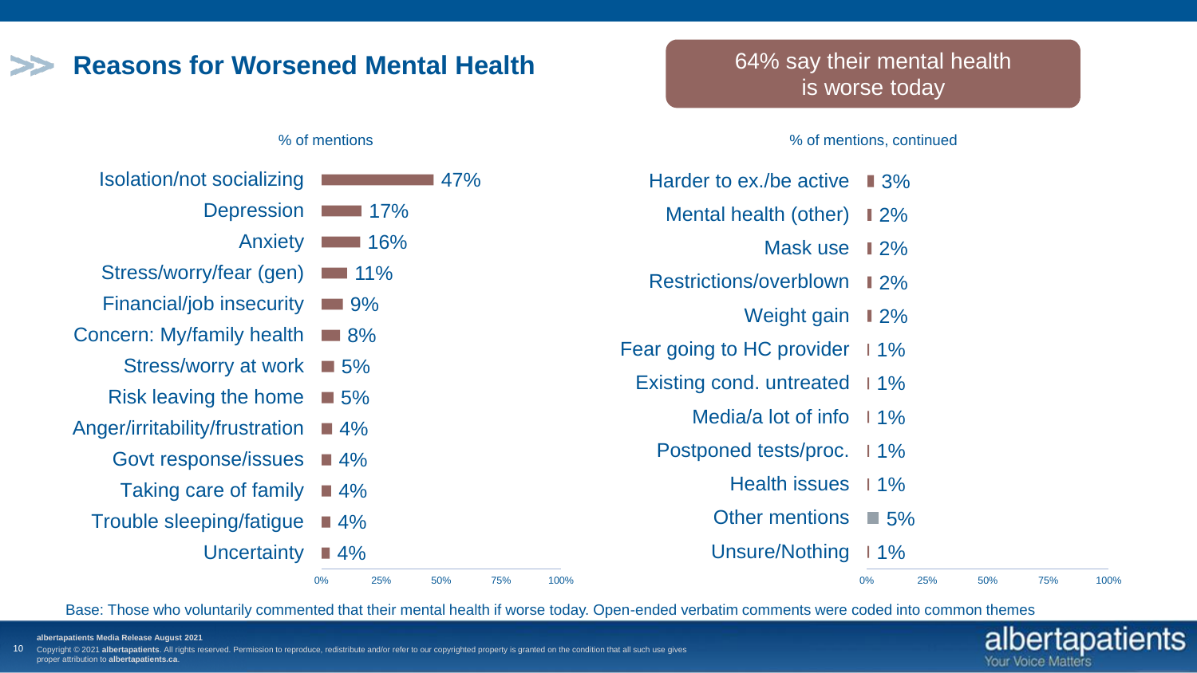## Reasons for Worsened Mental Health

**64% say their mental health is worse today**

% of mentions

| Reason | % |
|---|---|
| Isolation/not socializing | 47% |
| Depression | 17% |
| Anxiety | 16% |
| Stress/worry/fear (gen) | 11% |
| Financial/job insecurity | 9% |
| Concern: My/family health | 8% |
| Stress/worry at work | 5% |
| Risk leaving the home | 5% |
| Anger/irritability/frustration | 4% |
| Govt response/issues | 4% |
| Taking care of family | 4% |
| Trouble sleeping/fatigue | 4% |
| Uncertainty | 4% |

% of mentions, continued

| Reason | % |
|---|---|
| Harder to ex./be active | 3% |
| Mental health (other) | 2% |
| Mask use | 2% |
| Restrictions/overblown | 2% |
| Weight gain | 2% |
| Fear going to HC provider | 1% |
| Existing cond. untreated | 1% |
| Media/a lot of info | 1% |
| Postponed tests/proc. | 1% |
| Health issues | 1% |
| Other mentions | 5% |
| Unsure/Nothing | 1% |

Base: Those who voluntarily commented that their mental health if worse today. Open-ended verbatim comments were coded into common themes

**albertapatients Media Release August 2021**

Copyright © 2021 **albertapatients**. All rights reserved. Permission to reproduce, redistribute and/or refer to our copyrighted property is granted on the condition that all such use gives proper attribution to **albertapatients.ca**.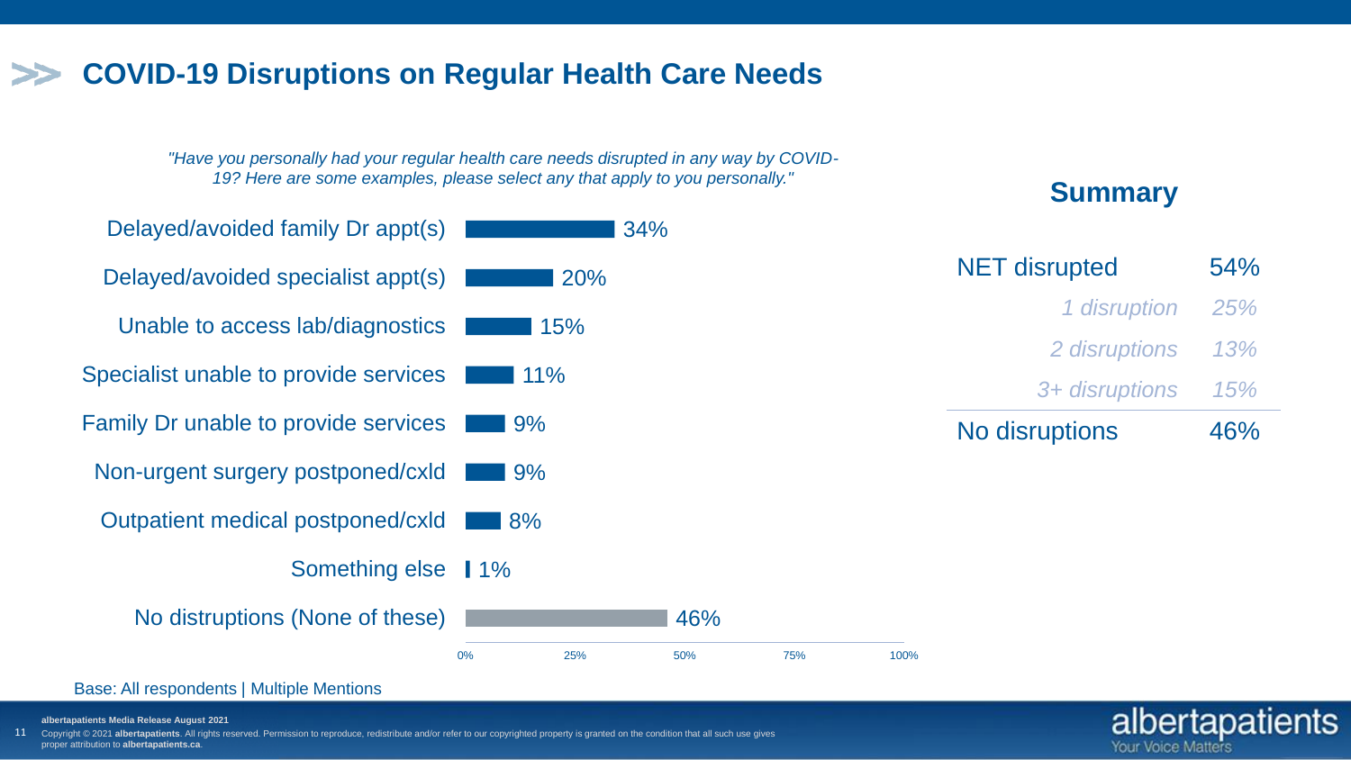# COVID-19 Disruptions on Regular Health Care Needs

*"Have you personally had your regular health care needs disrupted in any way by COVID-19? Here are some examples, please select any that apply to you personally."*

| Response | % |
|---|---|
| Delayed/avoided family Dr appt(s) | 34% |
| Delayed/avoided specialist appt(s) | 20% |
| Unable to access lab/diagnostics | 15% |
| Specialist unable to provide services | 11% |
| Family Dr unable to provide services | 9% |
| Non-urgent surgery postponed/cxld | 9% |
| Outpatient medical postponed/cxld | 8% |
| Something else | 1% |
| No distruptions (None of these) | 46% |

## Summary

| | |
|---|---|
| NET disrupted | 54% |
| *1 disruption* | *25%* |
| *2 disruptions* | *13%* |
| *3+ disruptions* | *15%* |
| No disruptions | 46% |

Base: All respondents | Multiple Mentions

**albertapatients Media Release August 2021**

Copyright © 2021 **albertapatients**. All rights reserved. Permission to reproduce, redistribute and/or refer to our copyrighted property is granted on the condition that all such use gives proper attribution to **albertapatients.ca**.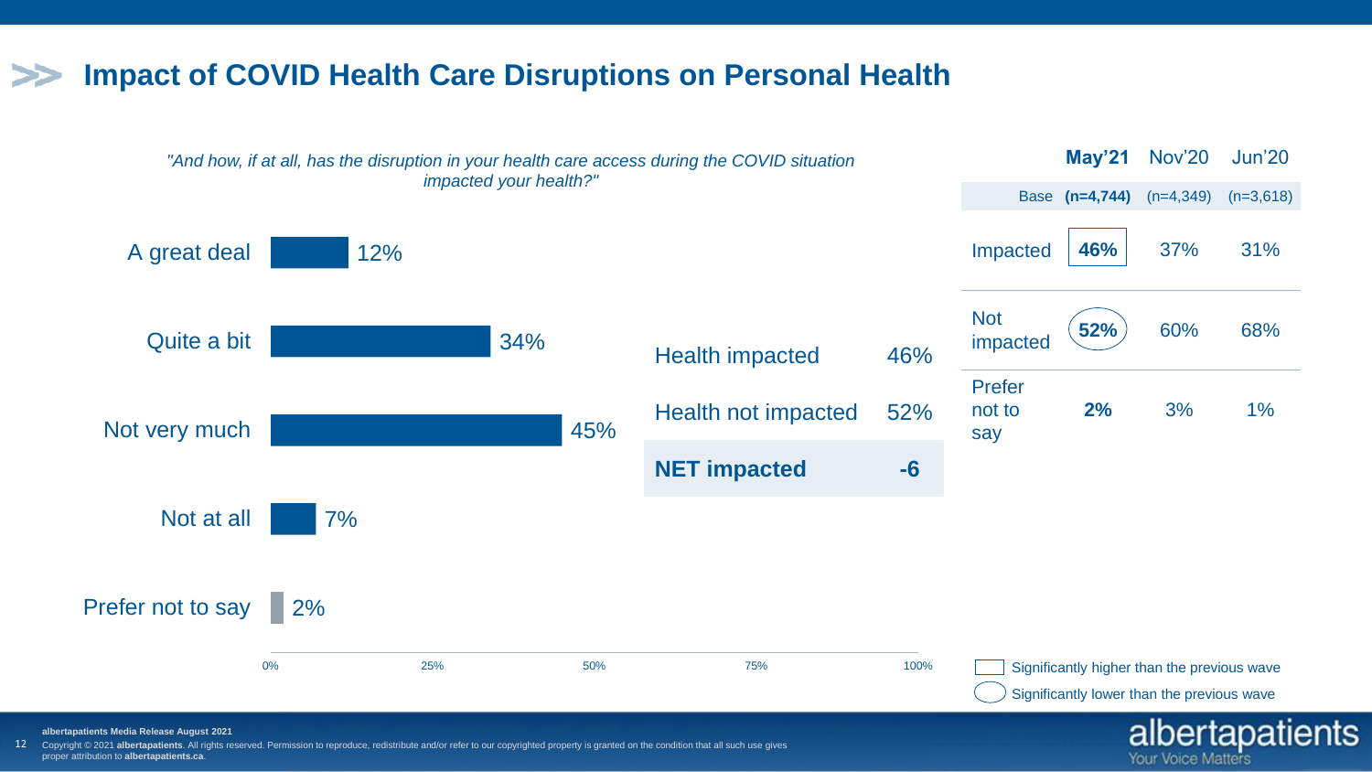# Impact of COVID Health Care Disruptions on Personal Health

*"And how, if at all, has the disruption in your health care access during the COVID situation impacted your health?"*

| Response | % |
|---|---|
| A great deal | 12% |
| Quite a bit | 34% |
| Not very much | 45% |
| Not at all | 7% |
| Prefer not to say | 2% |

| | |
|---|---|
| Health impacted | 46% |
| Health not impacted | 52% |
| **NET impacted** | **-6** |

| | **May'21** | Nov'20 | Jun'20 |
|---|---|---|---|
| Base | **(n=4,744)** | (n=4,349) | (n=3,618) |
| Impacted | **46%** | 37% | 31% |
| Not impacted | **52%** | 60% | 68% |
| Prefer not to say | **2%** | 3% | 1% |

Boxed value (Impacted, May'21 46%): Significantly higher than the previous wave

Circled value (Not impacted, May'21 52%): Significantly lower than the previous wave

albertapatients Media Release August 2021

Copyright © 2021 **albertapatients**. All rights reserved. Permission to reproduce, redistribute and/or refer to our copyrighted property is granted on the condition that all such use gives proper attribution to **albertapatients.ca**.

albertapatients
Your Voice Matters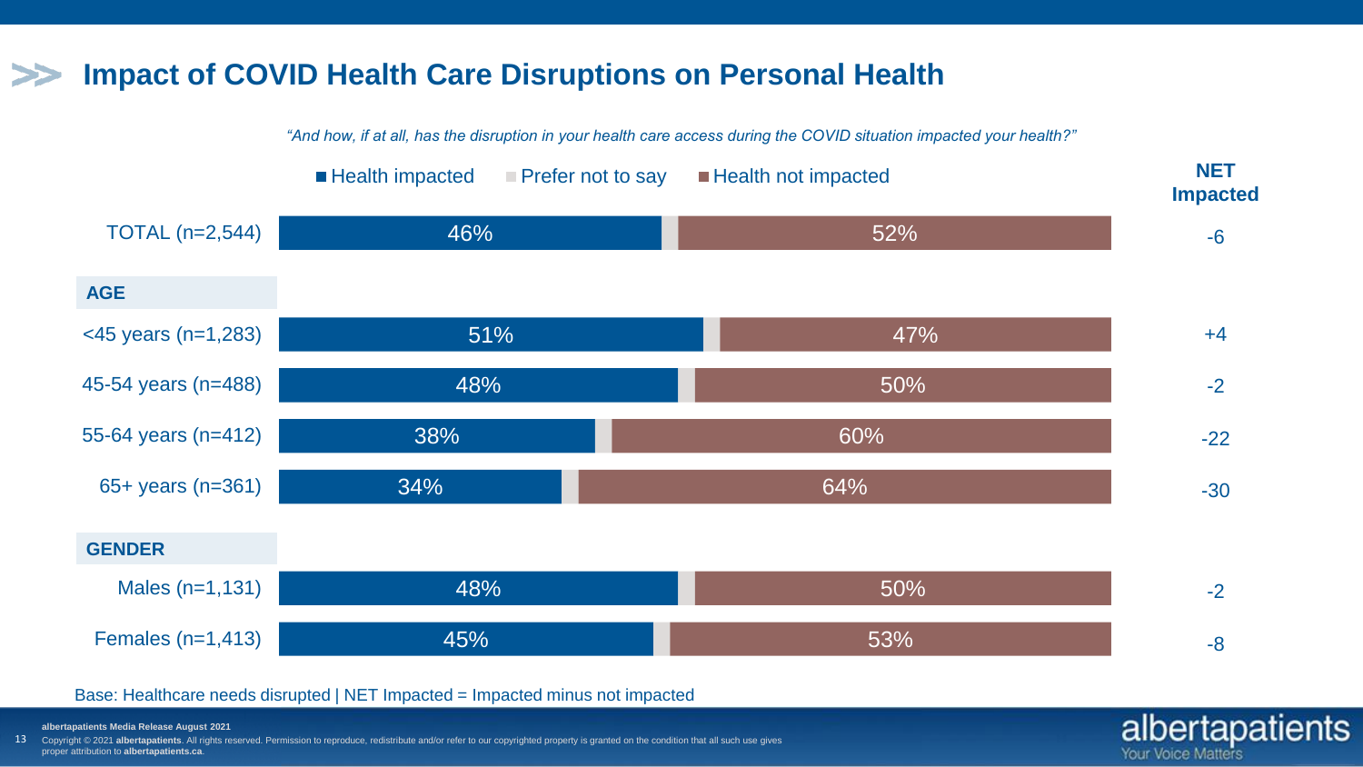# Impact of COVID Health Care Disruptions on Personal Health

*"And how, if at all, has the disruption in your health care access during the COVID situation impacted your health?"*

| | Health impacted | Prefer not to say | Health not impacted | NET Impacted |
|---|---|---|---|---|
| TOTAL (n=2,544) | 46% | | 52% | -6 |
| **AGE** | | | | |
| <45 years (n=1,283) | 51% | | 47% | +4 |
| 45-54 years (n=488) | 48% | | 50% | -2 |
| 55-64 years (n=412) | 38% | | 60% | -22 |
| 65+ years (n=361) | 34% | | 64% | -30 |
| **GENDER** | | | | |
| Males (n=1,131) | 48% | | 50% | -2 |
| Females (n=1,413) | 45% | | 53% | -8 |

Base: Healthcare needs disrupted | NET Impacted = Impacted minus not impacted

**albertapatients Media Release August 2021**

Copyright © 2021 **albertapatients**. All rights reserved. Permission to reproduce, redistribute and/or refer to our copyrighted property is granted on the condition that all such use gives proper attribution to **albertapatients.ca**.

albertapatients
Your Voice Matters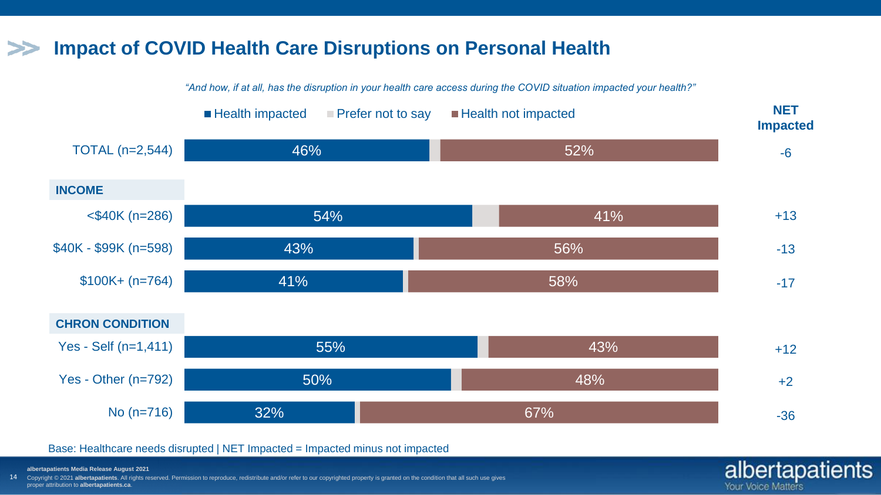# Impact of COVID Health Care Disruptions on Personal Health

*"And how, if at all, has the disruption in your health care access during the COVID situation impacted your health?"*

| | Health impacted | Health not impacted | NET Impacted |
|---|---|---|---|
| TOTAL (n=2,544) | 46% | 52% | -6 |
| **INCOME** | | | |
| <$40K (n=286) | 54% | 41% | +13 |
| $40K - $99K (n=598) | 43% | 56% | -13 |
| $100K+ (n=764) | 41% | 58% | -17 |
| **CHRON CONDITION** | | | |
| Yes - Self (n=1,411) | 55% | 43% | +12 |
| Yes - Other (n=792) | 50% | 48% | +2 |
| No (n=716) | 32% | 67% | -36 |

Legend: Health impacted, Prefer not to say, Health not impacted

Base: Healthcare needs disrupted | NET Impacted = Impacted minus not impacted

**albertapatients Media Release August 2021**

Copyright © 2021 **albertapatients**. All rights reserved. Permission to reproduce, redistribute and/or refer to our copyrighted property is granted on the condition that all such use gives proper attribution to **albertapatients.ca**.

albertapatients Your Voice Matters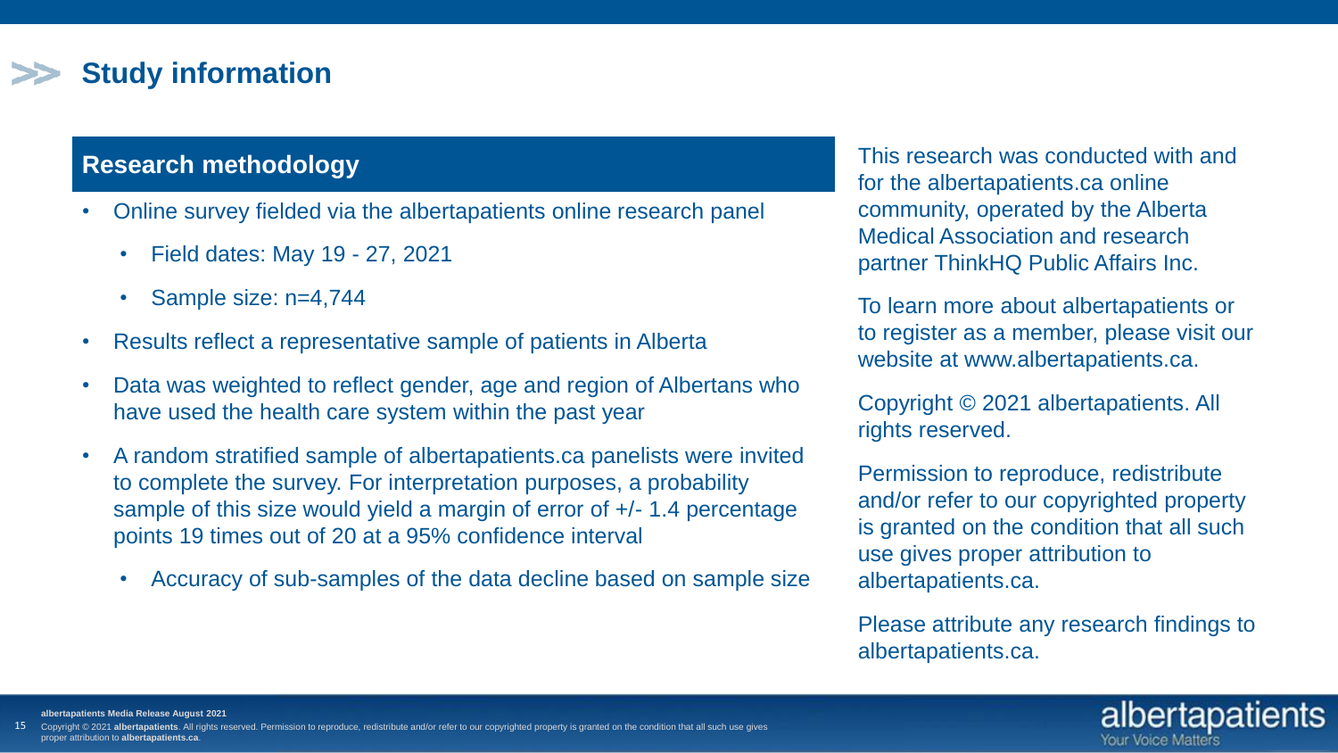# Study information

## Research methodology

- Online survey fielded via the albertapatients online research panel
  - Field dates: May 19 - 27, 2021
  - Sample size: n=4,744
- Results reflect a representative sample of patients in Alberta
- Data was weighted to reflect gender, age and region of Albertans who have used the health care system within the past year
- A random stratified sample of albertapatients.ca panelists were invited to complete the survey. For interpretation purposes, a probability sample of this size would yield a margin of error of +/- 1.4 percentage points 19 times out of 20 at a 95% confidence interval
  - Accuracy of sub-samples of the data decline based on sample size

This research was conducted with and for the albertapatients.ca online community, operated by the Alberta Medical Association and research partner ThinkHQ Public Affairs Inc.

To learn more about albertapatients or to register as a member, please visit our website at www.albertapatients.ca.

Copyright © 2021 albertapatients. All rights reserved.

Permission to reproduce, redistribute and/or refer to our copyrighted property is granted on the condition that all such use gives proper attribution to albertapatients.ca.

Please attribute any research findings to albertapatients.ca.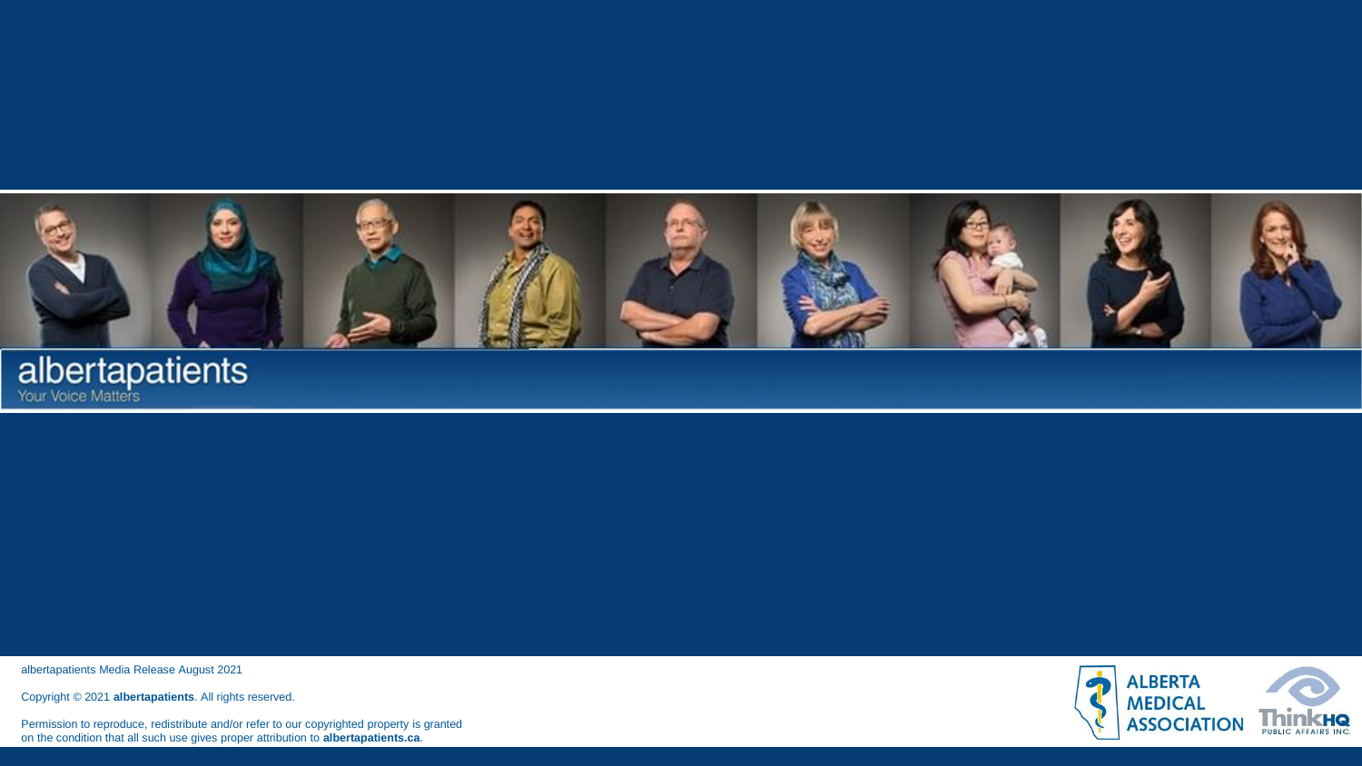albertapatients
Your Voice Matters

albertapatients Media Release August 2021

Copyright © 2021 **albertapatients**. All rights reserved.

Permission to reproduce, redistribute and/or refer to our copyrighted property is granted on the condition that all such use gives proper attribution to **albertapatients.ca**.

ALBERTA MEDICAL ASSOCIATION

ThinkHQ PUBLIC AFFAIRS INC.